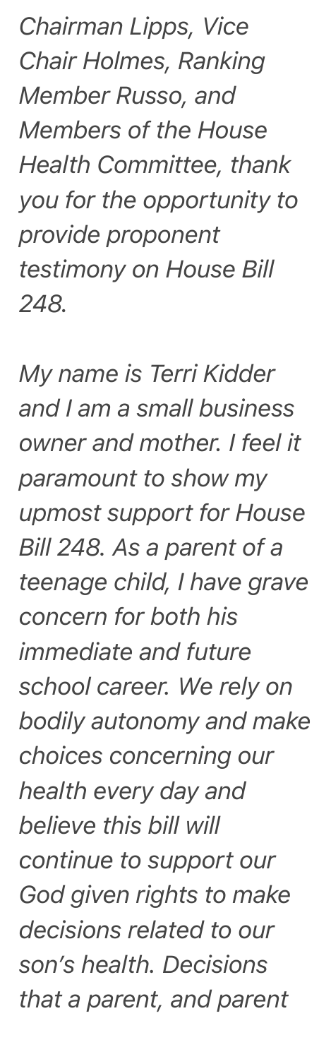*Chairman Lipps, Vice Chair Holmes, Ranking Member Russo, and Members of the House Health Committee, thank you for the opportunity to provide proponent testimony on House Bill 248.*

*My name is Terri Kidder and I am a small business owner and mother. I feel it paramount to show my upmost support for House Bill 248. As a parent of a teenage child, I have grave concern for both his immediate and future school career. We rely on bodily autonomy and make choices concerning our health every day and believe this bill will continue to support our God given rights to make decisions related to our son's health. Decisions that a parent, and parent*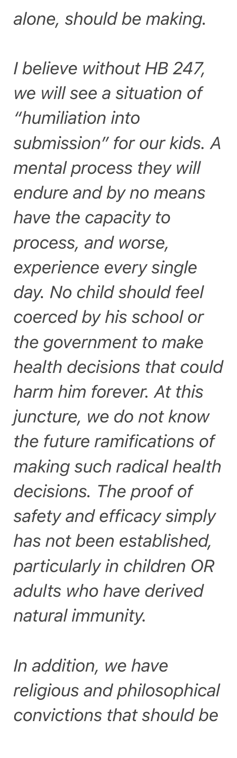*alone, should be making.*

*I believe without HB 247, we will see a situation of "humiliation into submission" for our kids. A mental process they will endure and by no means have the capacity to process, and worse, experience every single day. No child should feel coerced by his school or the government to make health decisions that could harm him forever. At this juncture, we do not know the future ramifications of making such radical health decisions. The proof of safety and efficacy simply has not been established, particularly in children OR adults who have derived natural immunity.*

*In addition, we have religious and philosophical convictions that should be*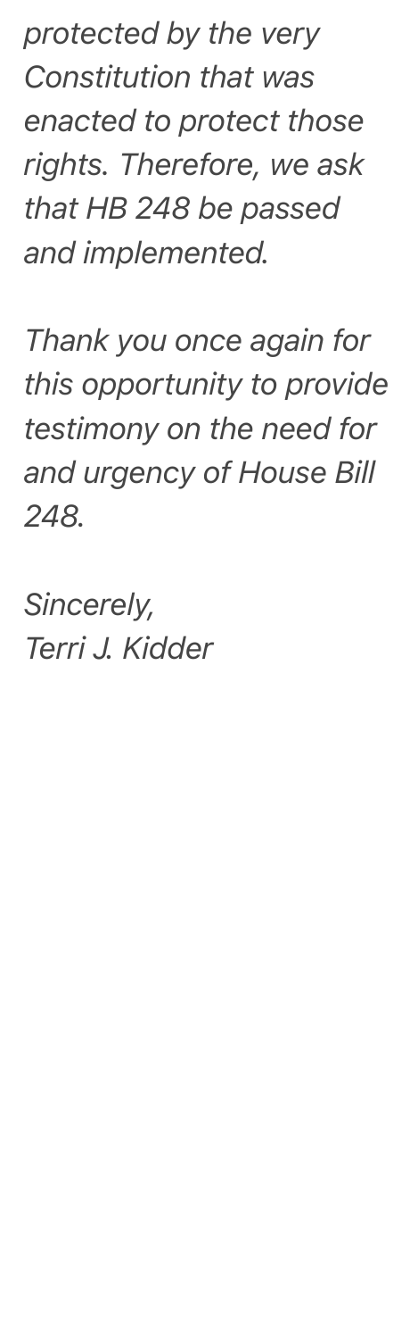*protected by the very Constitution that was enacted to protect those rights. Therefore, we ask that HB 248 be passed and implemented.*

*Thank you once again for this opportunity to provide testimony on the need for and urgency of House Bill 248.*

*Sincerely,*
*Terri J. Kidder*